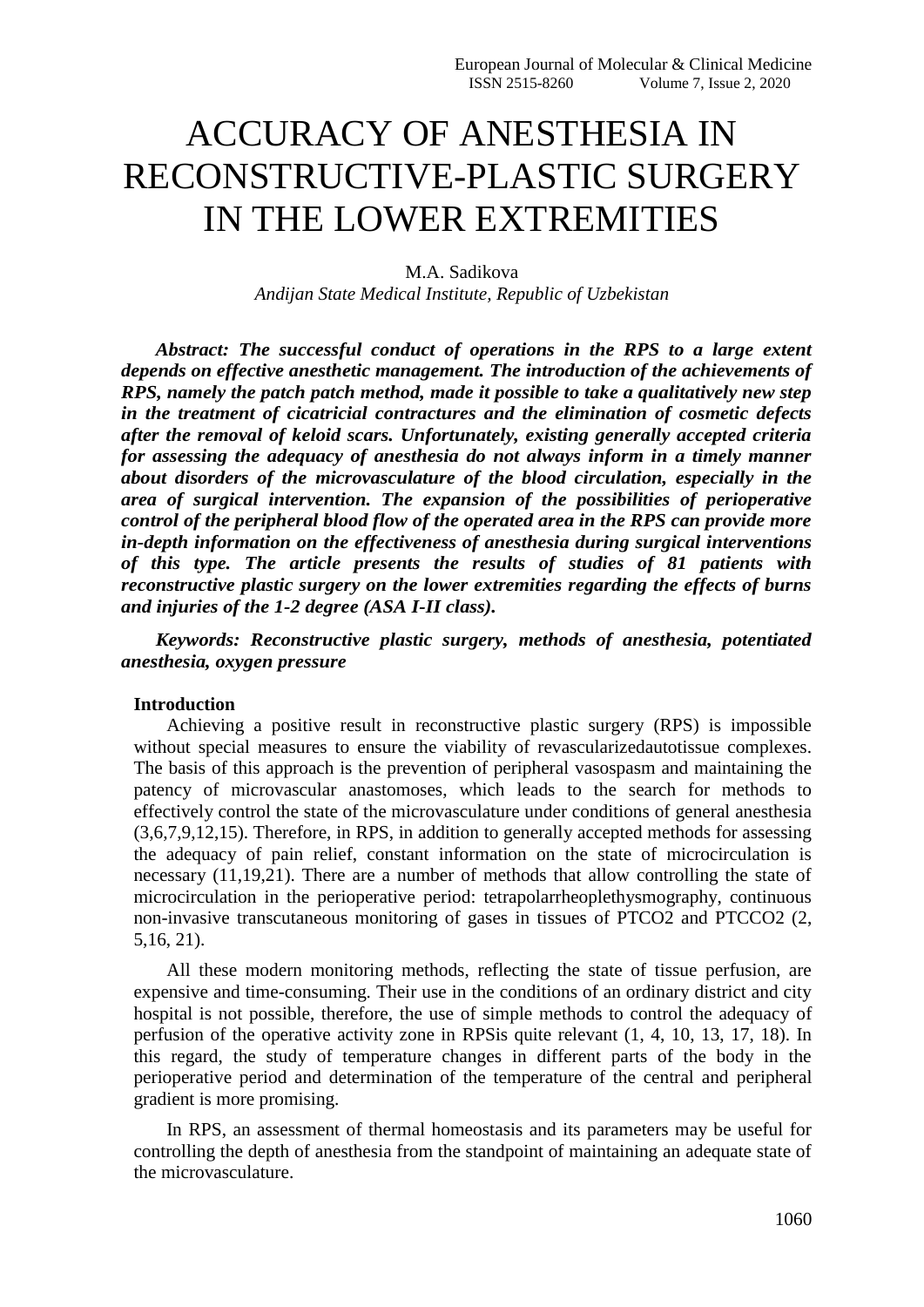# ACCURACY OF ANESTHESIA IN RECONSTRUCTIVE-PLASTIC SURGERY IN THE LOWER EXTREMITIES

M.A. Sadikova

*Andijan State Medical Institute, Republic of Uzbekistan*

***Abstract: The successful conduct of operations in the RPS to a large extent depends on effective anesthetic management. The introduction of the achievements of RPS, namely the patch patch method, made it possible to take a qualitatively new step in the treatment of cicatricial contractures and the elimination of cosmetic defects after the removal of keloid scars. Unfortunately, existing generally accepted criteria for assessing the adequacy of anesthesia do not always inform in a timely manner about disorders of the microvasculature of the blood circulation, especially in the area of surgical intervention. The expansion of the possibilities of perioperative control of the peripheral blood flow of the operated area in the RPS can provide more in-depth information on the effectiveness of anesthesia during surgical interventions of this type. The article presents the results of studies of 81 patients with reconstructive plastic surgery on the lower extremities regarding the effects of burns and injuries of the 1-2 degree (ASA I-II class).***

***Keywords: Reconstructive plastic surgery, methods of anesthesia, potentiated anesthesia, oxygen pressure***

**Introduction**

Achieving a positive result in reconstructive plastic surgery (RPS) is impossible without special measures to ensure the viability of revascularizedautotissue complexes. The basis of this approach is the prevention of peripheral vasospasm and maintaining the patency of microvascular anastomoses, which leads to the search for methods to effectively control the state of the microvasculature under conditions of general anesthesia (3,6,7,9,12,15). Therefore, in RPS, in addition to generally accepted methods for assessing the adequacy of pain relief, constant information on the state of microcirculation is necessary (11,19,21). There are a number of methods that allow controlling the state of microcirculation in the perioperative period: tetrapolarrheoplethysmography, continuous non-invasive transcutaneous monitoring of gases in tissues of PTCO2 and PTCCO2 (2, 5,16, 21).

All these modern monitoring methods, reflecting the state of tissue perfusion, are expensive and time-consuming. Their use in the conditions of an ordinary district and city hospital is not possible, therefore, the use of simple methods to control the adequacy of perfusion of the operative activity zone in RPSis quite relevant (1, 4, 10, 13, 17, 18). In this regard, the study of temperature changes in different parts of the body in the perioperative period and determination of the temperature of the central and peripheral gradient is more promising.

In RPS, an assessment of thermal homeostasis and its parameters may be useful for controlling the depth of anesthesia from the standpoint of maintaining an adequate state of the microvasculature.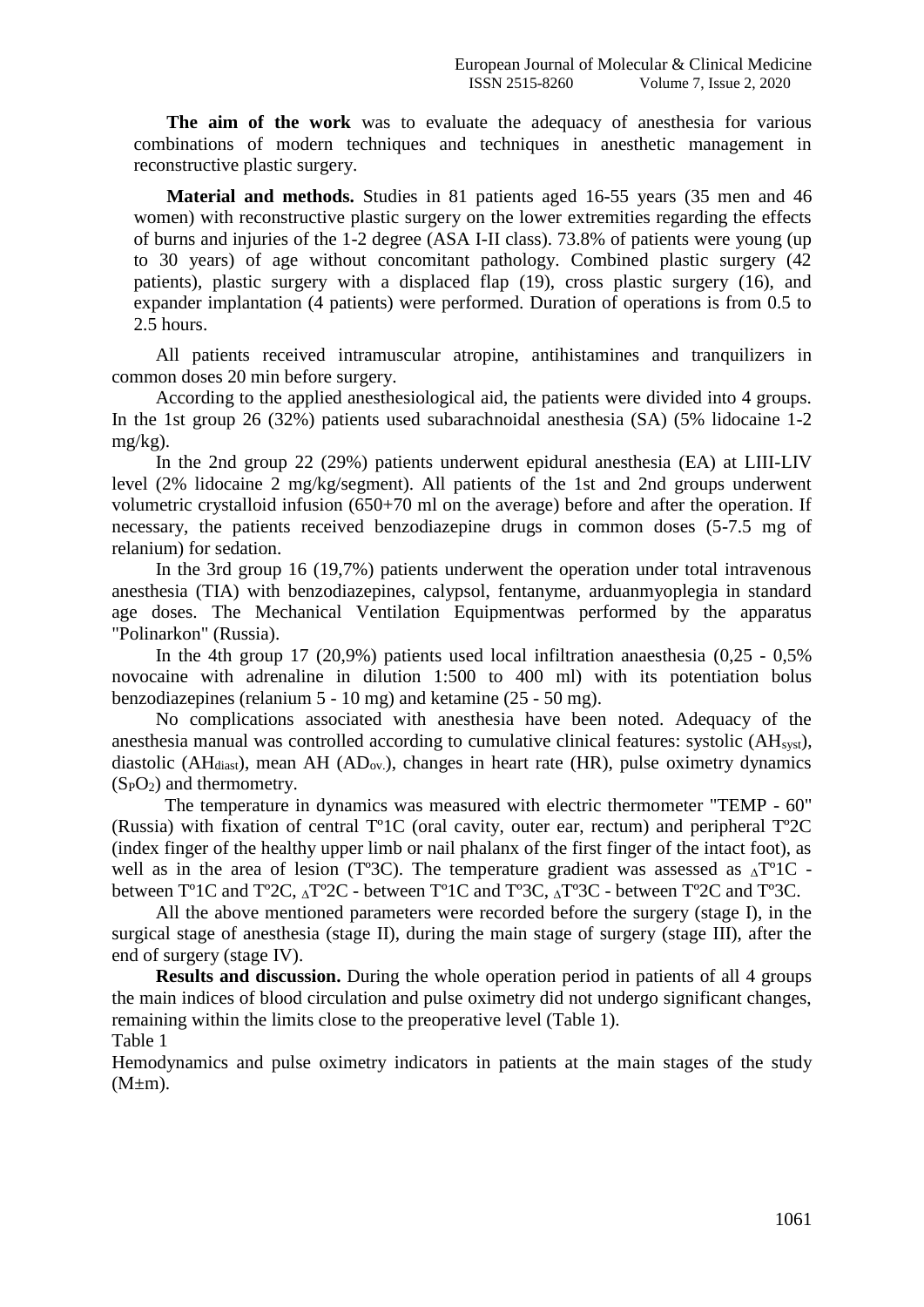**The aim of the work** was to evaluate the adequacy of anesthesia for various combinations of modern techniques and techniques in anesthetic management in reconstructive plastic surgery.

**Material and methods.** Studies in 81 patients aged 16-55 years (35 men and 46 women) with reconstructive plastic surgery on the lower extremities regarding the effects of burns and injuries of the 1-2 degree (ASA I-II class). 73.8% of patients were young (up to 30 years) of age without concomitant pathology. Combined plastic surgery (42 patients), plastic surgery with a displaced flap (19), cross plastic surgery (16), and expander implantation (4 patients) were performed. Duration of operations is from 0.5 to 2.5 hours.

All patients received intramuscular atropine, antihistamines and tranquilizers in common doses 20 min before surgery.

According to the applied anesthesiological aid, the patients were divided into 4 groups. In the 1st group 26 (32%) patients used subarachnoidal anesthesia (SA) (5% lidocaine 1-2 mg/kg).

In the 2nd group 22 (29%) patients underwent epidural anesthesia (EA) at LIII-LIV level (2% lidocaine 2 mg/kg/segment). All patients of the 1st and 2nd groups underwent volumetric crystalloid infusion (650+70 ml on the average) before and after the operation. If necessary, the patients received benzodiazepine drugs in common doses (5-7.5 mg of relanium) for sedation.

In the 3rd group 16 (19,7%) patients underwent the operation under total intravenous anesthesia (TIA) with benzodiazepines, calypsol, fentanyme, arduanmyoplegia in standard age doses. The Mechanical Ventilation Equipmentwas performed by the apparatus "Polinarkon" (Russia).

In the 4th group 17 (20,9%) patients used local infiltration anaesthesia (0,25 - 0,5% novocaine with adrenaline in dilution 1:500 to 400 ml) with its potentiation bolus benzodiazepines (relanium 5 - 10 mg) and ketamine (25 - 50 mg).

No complications associated with anesthesia have been noted. Adequacy of the anesthesia manual was controlled according to cumulative clinical features: systolic ($AH_{syst}$), diastolic ($AH_{diast}$), mean AH ($AD_{ov.}$), changes in heart rate (HR), pulse oximetry dynamics ($S_PO_2$) and thermometry.

The temperature in dynamics was measured with electric thermometer "TEMP - 60" (Russia) with fixation of central Tº1C (oral cavity, outer ear, rectum) and peripheral Tº2C (index finger of the healthy upper limb or nail phalanx of the first finger of the intact foot), as well as in the area of lesion (Tº3C). The temperature gradient was assessed as $_{\Delta}$Tº1C - between Tº1C and Tº2C, $_{\Delta}$Tº2C - between Tº1C and Tº3C, $_{\Delta}$Tº3C - between Tº2C and Tº3C.

All the above mentioned parameters were recorded before the surgery (stage I), in the surgical stage of anesthesia (stage II), during the main stage of surgery (stage III), after the end of surgery (stage IV).

**Results and discussion.** During the whole operation period in patients of all 4 groups the main indices of blood circulation and pulse oximetry did not undergo significant changes, remaining within the limits close to the preoperative level (Table 1).

Table 1

Hemodynamics and pulse oximetry indicators in patients at the main stages of the study (M±m).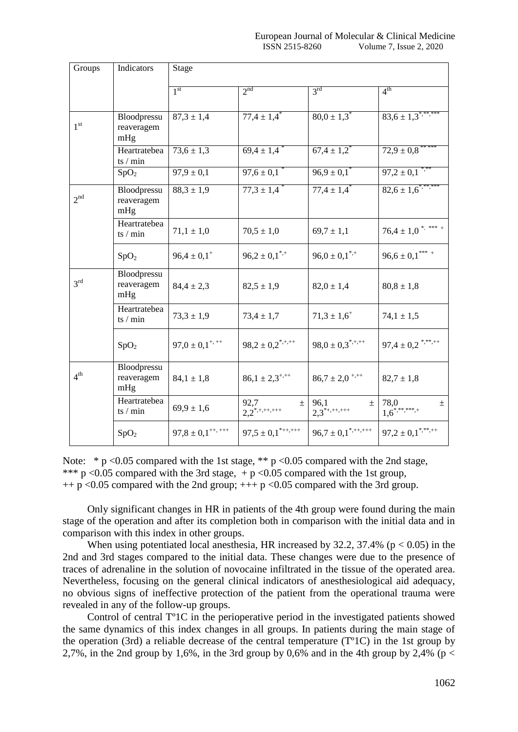| Groups | Indicators | Stage | | | |
|---|---|---|---|---|---|
| | | 1st | 2nd | 3rd | 4th |
| 1st | Bloodpressureaveragem mHg | 87,3 ± 1,4 | 77,4 ± 1,4$^{*}$ | 80,0 ± 1,3$^{*}$ | 83,6 ± 1,3$^{*,**,***}$ |
| | Heartratebeats / min | 73,6 ± 1,3 | 69,4 ± 1,4$^{*}$ | 67,4 ± 1,2$^{*}$ | 72,9 ± 0,8$^{**,***}$ |
| | $SpO_2$ | 97,9 ± 0,1 | 97,6 ± 0,1$^{*}$ | 96,9 ± 0,1$^{*}$ | 97,2 ± 0,1$^{*,**}$ |
| 2nd | Bloodpressureaveragem mHg | 88,3 ± 1,9 | 77,3 ± 1,4$^{*}$ | 77,4 ± 1,4$^{*}$ | 82,6 ± 1,6$^{*,**,***}$ |
| | Heartratebeats / min | 71,1 ± 1,0 | 70,5 ± 1,0 | 69,7 ± 1,1 | 76,4 ± 1,0$^{*, ***, +}$ |
| | $SpO_2$ | 96,4 ± 0,1$^{+}$ | 96,2 ± 0,1$^{*,+}$ | 96,0 ± 0,1$^{*,+}$ | 96,6 ± 0,1$^{***, +}$ |
| 3rd | Bloodpressureaveragem mHg | 84,4 ± 2,3 | 82,5 ± 1,9 | 82,0 ± 1,4 | 80,8 ± 1,8 |
| | Heartratebeats / min | 73,3 ± 1,9 | 73,4 ± 1,7 | 71,3 ± 1,6$^{+}$ | 74,1 ± 1,5 |
| | $SpO_2$ | 97,0 ± 0,1$^{+,++}$ | 98,2 ± 0,2$^{*,+,++}$ | 98,0 ± 0,3$^{*,+,++}$ | 97,4 ± 0,2$^{*,**,++}$ |
| 4th | Bloodpressureaveragem mHg | 84,1 ± 1,8 | 86,1 ± 2,3$^{+,++}$ | 86,7 ± 2,0$^{+,++}$ | 82,7 ± 1,8 |
| | Heartratebeats / min | 69,9 ± 1,6 | 92,7 ± 2,2$^{*,+,++,+++}$ | 96,1 ± 2,3$^{*+,++,+++}$ | 78,0 ± 1,6$^{*,**,***,+}$ |
| | $SpO_2$ | 97,8 ± 0,1$^{++, +++}$ | 97,5 ± 0,1$^{*++,+++}$ | 96,7 ± 0,1$^{*,++,+++}$ | 97,2 ± 0,1$^{*,**,++}$ |

Note: * $p < 0.05$ compared with the 1st stage, ** $p < 0.05$ compared with the 2nd stage, *** $p < 0.05$ compared with the 3rd stage, + $p < 0.05$ compared with the 1st group, ++ $p < 0.05$ compared with the 2nd group; +++ $p < 0.05$ compared with the 3rd group.

Only significant changes in HR in patients of the 4th group were found during the main stage of the operation and after its completion both in comparison with the initial data and in comparison with this index in other groups.

When using potentiated local anesthesia, HR increased by 32.2, 37.4% ($p < 0.05$) in the 2nd and 3rd stages compared to the initial data. These changes were due to the presence of traces of adrenaline in the solution of novocaine infiltrated in the tissue of the operated area. Nevertheless, focusing on the general clinical indicators of anesthesiological aid adequacy, no obvious signs of ineffective protection of the patient from the operational trauma were revealed in any of the follow-up groups.

Control of central Tº1C in the perioperative period in the investigated patients showed the same dynamics of this index changes in all groups. In patients during the main stage of the operation (3rd) a reliable decrease of the central temperature (Tº1C) in the 1st group by 2,7%, in the 2nd group by 1,6%, in the 3rd group by 0,6% and in the 4th group by 2,4% (p <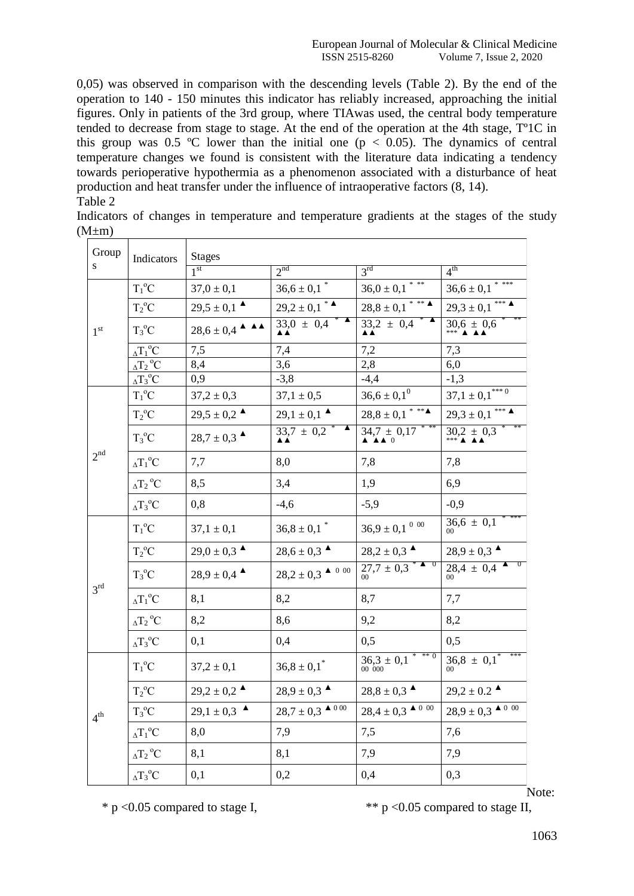0,05) was observed in comparison with the descending levels (Table 2). By the end of the operation to 140 - 150 minutes this indicator has reliably increased, approaching the initial figures. Only in patients of the 3rd group, where TIAwas used, the central body temperature tended to decrease from stage to stage. At the end of the operation at the 4th stage, Tº1C in this group was 0.5 ºC lower than the initial one ($p < 0.05$). The dynamics of central temperature changes we found is consistent with the literature data indicating a tendency towards perioperative hypothermia as a phenomenon associated with a disturbance of heat production and heat transfer under the influence of intraoperative factors (8, 14).

Table 2

Indicators of changes in temperature and temperature gradients at the stages of the study (M±m)

| Groups | Indicators | Stages | | | |
|---|---|---|---|---|---|
| | | 1st | 2nd | 3rd | 4th |
| 1st | $T_1$°C | 37,0 ± 0,1 | 36,6 ± 0,1 * | 36,0 ± 0,1 * ** | 36,6 ± 0,1 * *** |
| | $T_2$°C | 29,5 ± 0,1 ▲ | 29,2 ± 0,1 * ▲ | 28,8 ± 0,1 * ** ▲ | 29,3 ± 0,1 *** ▲ |
| | $T_3$°C | 28,6 ± 0,4 ▲ ▲▲ | 33,0 ± 0,4 * ▲ ▲▲ | 33,2 ± 0,4 * ▲ ▲▲ | 30,6 ± 0,6 * ** *** ▲ ▲▲ |
| | $_\Delta T_1$°C | 7,5 | 7,4 | 7,2 | 7,3 |
| | $_\Delta T_2$°C | 8,4 | 3,6 | 2,8 | 6,0 |
| | $_\Delta T_3$°C | 0,9 | -3,8 | -4,4 | -1,3 |
| 2nd | $T_1$°C | 37,2 ± 0,3 | 37,1 ± 0,5 | 36,6 ± 0,1 0 | 37,1 ± 0,1 *** 0 |
| | $T_2$°C | 29,5 ± 0,2 ▲ | 29,1 ± 0,1 ▲ | 28,8 ± 0,1 * ** ▲ | 29,3 ± 0,1 *** ▲ |
| | $T_3$°C | 28,7 ± 0,3 ▲ | 33,7 ± 0,2 * ▲ ▲▲ | 34,7 ± 0,17 * ** ▲ ▲▲ 0 | 30,2 ± 0,3 * ** *** ▲ ▲▲ |
| | $_\Delta T_1$°C | 7,7 | 8,0 | 7,8 | 7,8 |
| | $_\Delta T_2$°C | 8,5 | 3,4 | 1,9 | 6,9 |
| | $_\Delta T_3$°C | 0,8 | -4,6 | -5,9 | -0,9 |
| 3rd | $T_1$°C | 37,1 ± 0,1 | 36,8 ± 0,1 * | 36,9 ± 0,1 0 00 | 36,6 ± 0,1 * *** 00 |
| | $T_2$°C | 29,0 ± 0,3 ▲ | 28,6 ± 0,3 ▲ | 28,2 ± 0,3 ▲ | 28,9 ± 0,3 ▲ |
| | $T_3$°C | 28,9 ± 0,4 ▲ | 28,2 ± 0,3 ▲ 0 00 | 27,7 ± 0,3 * ▲ 0 00 | 28,4 ± 0,4 ▲ 0 00 |
| | $_\Delta T_1$°C | 8,1 | 8,2 | 8,7 | 7,7 |
| | $_\Delta T_2$°C | 8,2 | 8,6 | 9,2 | 8,2 |
| | $_\Delta T_3$°C | 0,1 | 0,4 | 0,5 | 0,5 |
| 4th | $T_1$°C | 37,2 ± 0,1 | 36,8 ± 0,1 * | 36,3 ± 0,1 * ** 0 00 000 | 36,8 ± 0,1 * *** 00 |
| | $T_2$°C | 29,2 ± 0,2 ▲ | 28,9 ± 0,3 ▲ | 28,8 ± 0,3 ▲ | 29,2 ± 0.2 ▲ |
| | $T_3$°C | 29,1 ± 0,3 ▲ | 28,7 ± 0,3 ▲ 0 00 | 28,4 ± 0,3 ▲ 0 00 | 28,9 ± 0,3 ▲ 0 00 |
| | $_\Delta T_1$°C | 8,0 | 7,9 | 7,5 | 7,6 |
| | $_\Delta T_2$°C | 8,1 | 8,1 | 7,9 | 7,9 |
| | $_\Delta T_3$°C | 0,1 | 0,2 | 0,4 | 0,3 |

Note:

* $p < 0.05$ compared to stage I, ** $p < 0.05$ compared to stage II,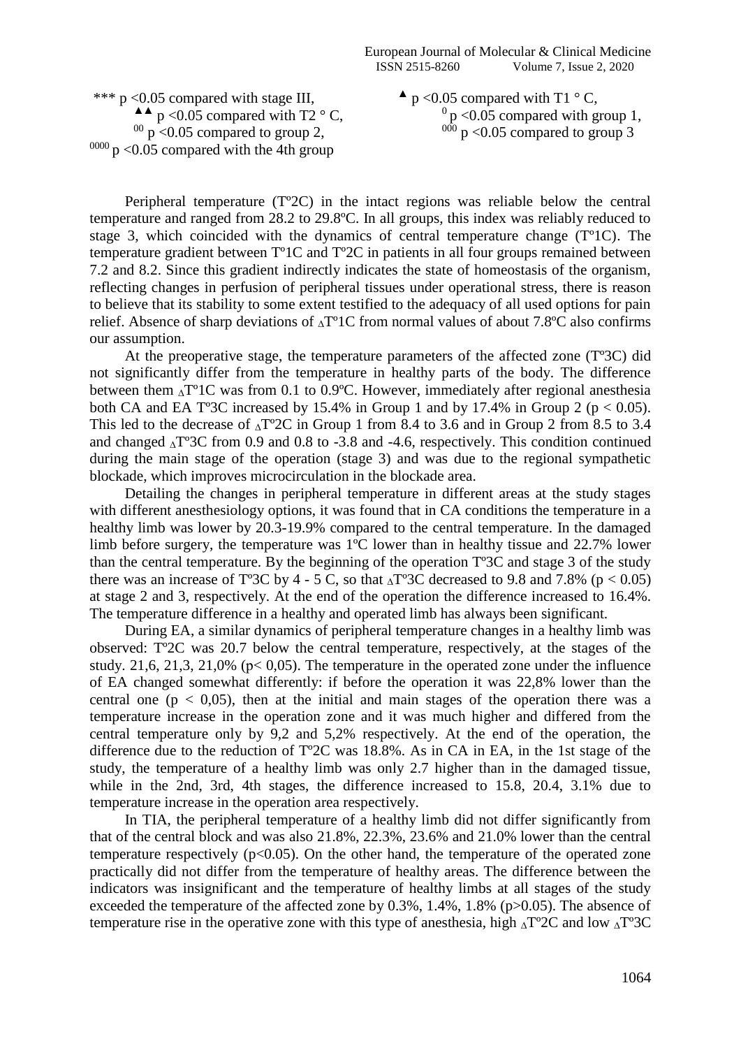\*\*\* $p < 0.05$ compared with stage III,
▲ $p < 0.05$ compared with T1 ° C,
▲▲ $p < 0.05$ compared with T2 ° C,
$^{0}$ $p < 0.05$ compared with group 1,
$^{00}$ $p < 0.05$ compared to group 2,
$^{000}$ $p < 0.05$ compared to group 3
$^{0000}$ $p < 0.05$ compared with the 4th group

Peripheral temperature (Tº2C) in the intact regions was reliable below the central temperature and ranged from 28.2 to 29.8ºC. In all groups, this index was reliably reduced to stage 3, which coincided with the dynamics of central temperature change (Tº1C). The temperature gradient between Tº1C and Tº2C in patients in all four groups remained between 7.2 and 8.2. Since this gradient indirectly indicates the state of homeostasis of the organism, reflecting changes in perfusion of peripheral tissues under operational stress, there is reason to believe that its stability to some extent testified to the adequacy of all used options for pain relief. Absence of sharp deviations of $_{\Delta}$Tº1C from normal values of about 7.8ºC also confirms our assumption.

At the preoperative stage, the temperature parameters of the affected zone (Tº3C) did not significantly differ from the temperature in healthy parts of the body. The difference between them $_{\Delta}$Tº1C was from 0.1 to 0.9ºC. However, immediately after regional anesthesia both CA and EA Tº3C increased by 15.4% in Group 1 and by 17.4% in Group 2 ($p < 0.05$). This led to the decrease of $_{\Delta}$Tº2C in Group 1 from 8.4 to 3.6 and in Group 2 from 8.5 to 3.4 and changed $_{\Delta}$Tº3C from 0.9 and 0.8 to -3.8 and -4.6, respectively. This condition continued during the main stage of the operation (stage 3) and was due to the regional sympathetic blockade, which improves microcirculation in the blockade area.

Detailing the changes in peripheral temperature in different areas at the study stages with different anesthesiology options, it was found that in CA conditions the temperature in a healthy limb was lower by 20.3-19.9% compared to the central temperature. In the damaged limb before surgery, the temperature was 1ºC lower than in healthy tissue and 22.7% lower than the central temperature. By the beginning of the operation Tº3C and stage 3 of the study there was an increase of Tº3C by 4 - 5 C, so that $_{\Delta}$Tº3C decreased to 9.8 and 7.8% ($p < 0.05$) at stage 2 and 3, respectively. At the end of the operation the difference increased to 16.4%. The temperature difference in a healthy and operated limb has always been significant.

During EA, a similar dynamics of peripheral temperature changes in a healthy limb was observed: Tº2C was 20.7 below the central temperature, respectively, at the stages of the study. 21,6, 21,3, 21,0% ($p < 0,05$). The temperature in the operated zone under the influence of EA changed somewhat differently: if before the operation it was 22,8% lower than the central one ($p < 0,05$), then at the initial and main stages of the operation there was a temperature increase in the operation zone and it was much higher and differed from the central temperature only by 9,2 and 5,2% respectively. At the end of the operation, the difference due to the reduction of Tº2C was 18.8%. As in CA in EA, in the 1st stage of the study, the temperature of a healthy limb was only 2.7 higher than in the damaged tissue, while in the 2nd, 3rd, 4th stages, the difference increased to 15.8, 20.4, 3.1% due to temperature increase in the operation area respectively.

In TIA, the peripheral temperature of a healthy limb did not differ significantly from that of the central block and was also 21.8%, 22.3%, 23.6% and 21.0% lower than the central temperature respectively ($p < 0.05$). On the other hand, the temperature of the operated zone practically did not differ from the temperature of healthy areas. The difference between the indicators was insignificant and the temperature of healthy limbs at all stages of the study exceeded the temperature of the affected zone by 0.3%, 1.4%, 1.8% ($p > 0.05$). The absence of temperature rise in the operative zone with this type of anesthesia, high $_{\Delta}$Tº2C and low $_{\Delta}$Tº3C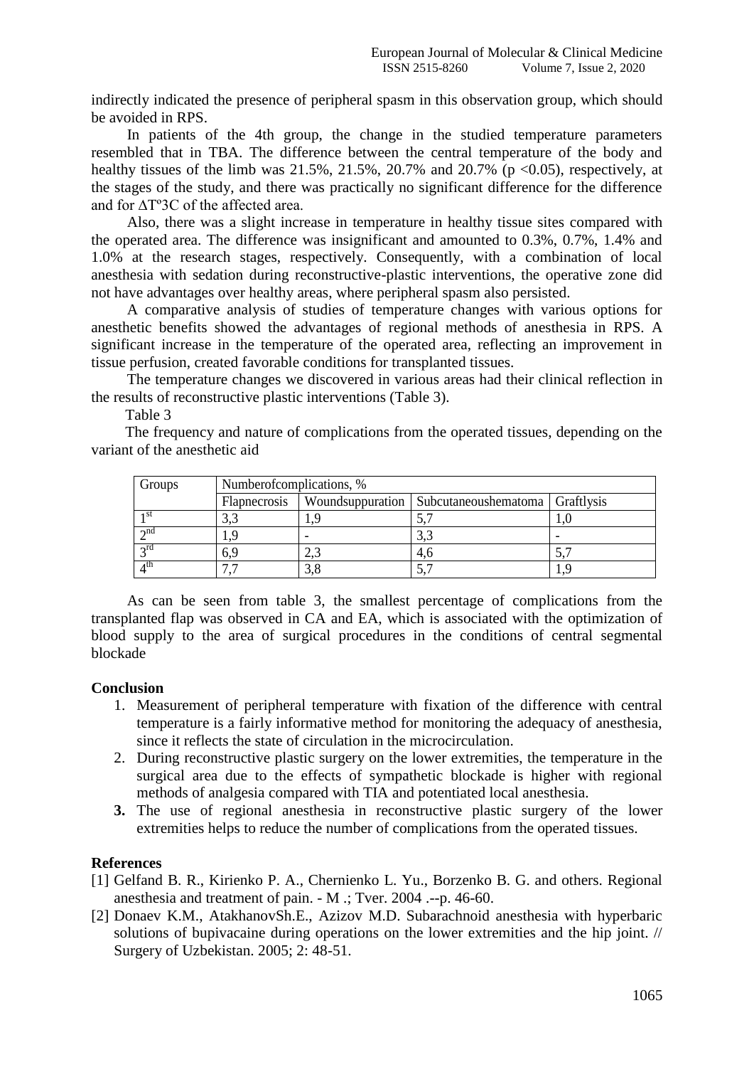indirectly indicated the presence of peripheral spasm in this observation group, which should be avoided in RPS.

In patients of the 4th group, the change in the studied temperature parameters resembled that in TBA. The difference between the central temperature of the body and healthy tissues of the limb was 21.5%, 21.5%, 20.7% and 20.7% ($p < 0.05$), respectively, at the stages of the study, and there was practically no significant difference for the difference and for ΔTº3C of the affected area.

Also, there was a slight increase in temperature in healthy tissue sites compared with the operated area. The difference was insignificant and amounted to 0.3%, 0.7%, 1.4% and 1.0% at the research stages, respectively. Consequently, with a combination of local anesthesia with sedation during reconstructive-plastic interventions, the operative zone did not have advantages over healthy areas, where peripheral spasm also persisted.

A comparative analysis of studies of temperature changes with various options for anesthetic benefits showed the advantages of regional methods of anesthesia in RPS. A significant increase in the temperature of the operated area, reflecting an improvement in tissue perfusion, created favorable conditions for transplanted tissues.

The temperature changes we discovered in various areas had their clinical reflection in the results of reconstructive plastic interventions (Table 3).

Table 3

The frequency and nature of complications from the operated tissues, depending on the variant of the anesthetic aid

| Groups | Numberofcomplications, % | | | |
|---|---|---|---|---|
| | Flapnecrosis | Woundsuppuration | Subcutaneoushematoma | Graftlysis |
| 1st | 3,3 | 1,9 | 5,7 | 1,0 |
| 2nd | 1,9 | - | 3,3 | - |
| 3rd | 6,9 | 2,3 | 4,6 | 5,7 |
| 4th | 7,7 | 3,8 | 5,7 | 1,9 |

As can be seen from table 3, the smallest percentage of complications from the transplanted flap was observed in CA and EA, which is associated with the optimization of blood supply to the area of surgical procedures in the conditions of central segmental blockade

**Conclusion**

1. Measurement of peripheral temperature with fixation of the difference with central temperature is a fairly informative method for monitoring the adequacy of anesthesia, since it reflects the state of circulation in the microcirculation.
2. During reconstructive plastic surgery on the lower extremities, the temperature in the surgical area due to the effects of sympathetic blockade is higher with regional methods of analgesia compared with TIA and potentiated local anesthesia.
3. The use of regional anesthesia in reconstructive plastic surgery of the lower extremities helps to reduce the number of complications from the operated tissues.

**References**

[1] Gelfand B. R., Kirienko P. A., Chernienko L. Yu., Borzenko B. G. and others. Regional anesthesia and treatment of pain. - M .; Tver. 2004 .--p. 46-60.

[2] Donaev K.M., AtakhanovSh.E., Azizov M.D. Subarachnoid anesthesia with hyperbaric solutions of bupivacaine during operations on the lower extremities and the hip joint. // Surgery of Uzbekistan. 2005; 2: 48-51.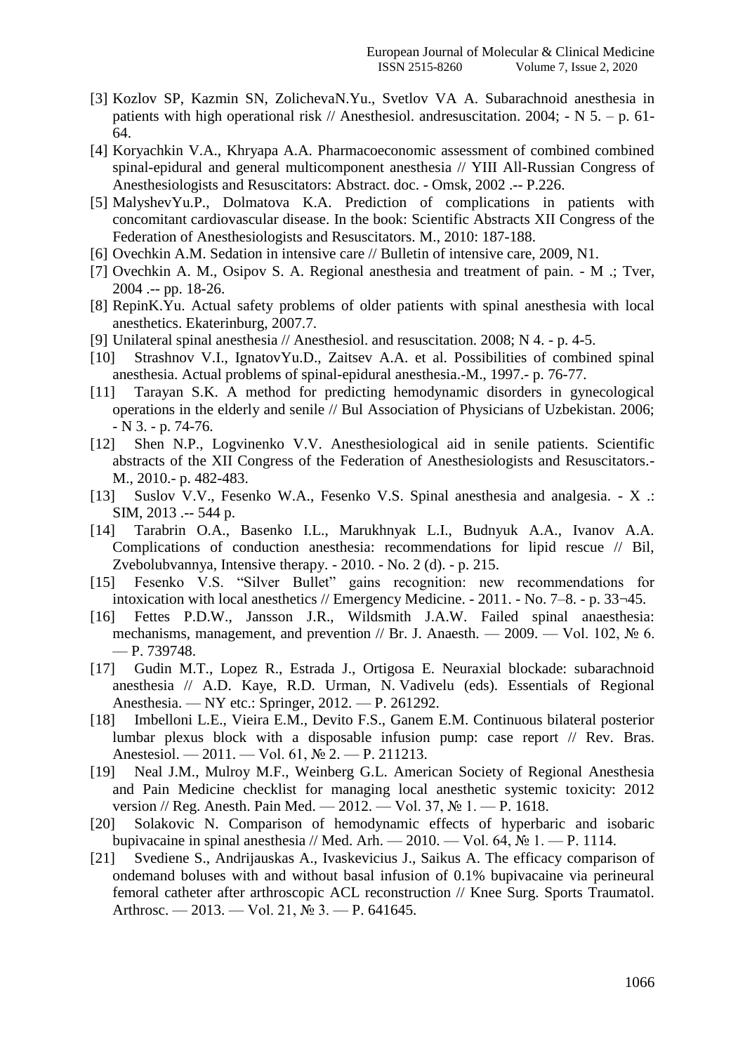[3] Kozlov SP, Kazmin SN, ZolichevaN.Yu., Svetlov VA A. Subarachnoid anesthesia in patients with high operational risk // Anesthesiol. andresuscitation. 2004; - N 5. – p. 61-64.

[4] Koryachkin V.A., Khryapa A.A. Pharmacoeconomic assessment of combined combined spinal-epidural and general multicomponent anesthesia // YIII All-Russian Congress of Anesthesiologists and Resuscitators: Abstract. doc. - Omsk, 2002 .-- P.226.

[5] MalyshevYu.P., Dolmatova K.A. Prediction of complications in patients with concomitant cardiovascular disease. In the book: Scientific Abstracts XII Congress of the Federation of Anesthesiologists and Resuscitators. M., 2010: 187-188.

[6] Ovechkin A.M. Sedation in intensive care // Bulletin of intensive care, 2009, N1.

[7] Ovechkin A. M., Osipov S. A. Regional anesthesia and treatment of pain. - M .; Tver, 2004 .-- pp. 18-26.

[8] RepinK.Yu. Actual safety problems of older patients with spinal anesthesia with local anesthetics. Ekaterinburg, 2007.7.

[9] Unilateral spinal anesthesia // Anesthesiol. and resuscitation. 2008; N 4. - p. 4-5.

[10] Strashnov V.I., IgnatovYu.D., Zaitsev A.A. et al. Possibilities of combined spinal anesthesia. Actual problems of spinal-epidural anesthesia.-M., 1997.- p. 76-77.

[11] Tarayan S.K. A method for predicting hemodynamic disorders in gynecological operations in the elderly and senile // Bul Association of Physicians of Uzbekistan. 2006; - N 3. - p. 74-76.

[12] Shen N.P., Logvinenko V.V. Anesthesiological aid in senile patients. Scientific abstracts of the XII Congress of the Federation of Anesthesiologists and Resuscitators.- M., 2010.- p. 482-483.

[13] Suslov V.V., Fesenko W.A., Fesenko V.S. Spinal anesthesia and analgesia. - X .: SIM, 2013 .-- 544 p.

[14] Tarabrin O.A., Basenko I.L., Marukhnyak L.I., Budnyuk A.A., Ivanov A.A. Complications of conduction anesthesia: recommendations for lipid rescue // Bil, Zvebolubvannya, Intensive therapy. - 2010. - No. 2 (d). - p. 215.

[15] Fesenko V.S. "Silver Bullet" gains recognition: new recommendations for intoxication with local anesthetics // Emergency Medicine. - 2011. - No. 7–8. - p. 33¬45.

[16] Fettes P.D.W., Jansson J.R., Wildsmith J.A.W. Failed spinal anaesthesia: mechanisms, management, and prevention // Br. J. Anaesth. — 2009. — Vol. 102, № 6. — P. 739748.

[17] Gudin M.T., Lopez R., Estrada J., Ortigosa E. Neuraxial blockade: subarachnoid anesthesia // A.D. Kaye, R.D. Urman, N. Vadivelu (eds). Essentials of Regional Anesthesia. — NY etc.: Springer, 2012. — P. 261292.

[18] Imbelloni L.E., Vieira E.M., Devito F.S., Ganem E.M. Continuous bilateral posterior lumbar plexus block with a disposable infusion pump: case report // Rev. Bras. Anestesiol. — 2011. — Vol. 61, № 2. — P. 211213.

[19] Neal J.M., Mulroy M.F., Weinberg G.L. American Society of Regional Anesthesia and Pain Medicine checklist for managing local anesthetic systemic toxicity: 2012 version // Reg. Anesth. Pain Med. — 2012. — Vol. 37, № 1. — P. 1618.

[20] Solakovic N. Comparison of hemodynamic effects of hyperbaric and isobaric bupivacaine in spinal anesthesia // Med. Arh. — 2010. — Vol. 64, № 1. — P. 1114.

[21] Svediene S., Andrijauskas A., Ivaskevicius J., Saikus A. The efficacy comparison of ondemand boluses with and without basal infusion of 0.1% bupivacaine via perineural femoral catheter after arthroscopic ACL reconstruction // Knee Surg. Sports Traumatol. Arthrosc. — 2013. — Vol. 21, № 3. — P. 641645.